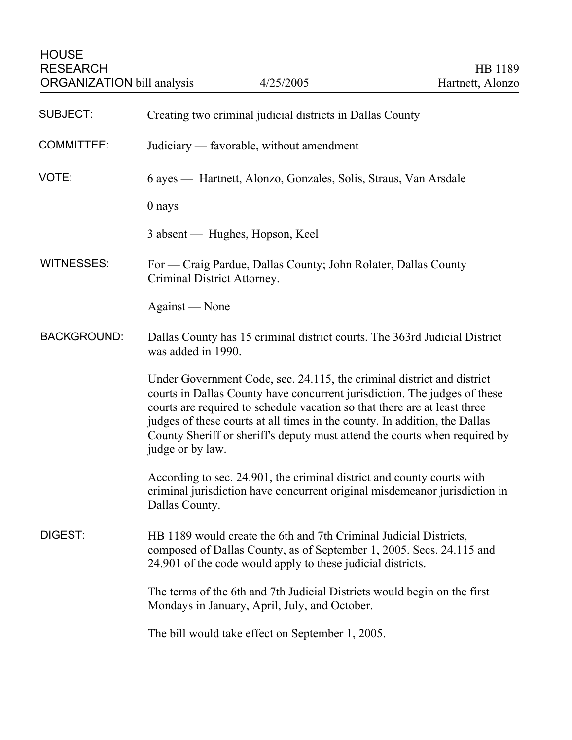HOUSE RESEARCH ORGANIZATION bill analysis — 4/25/2005 — HB 1189 — Hartnett, Alonzo

**SUBJECT:** Creating two criminal judicial districts in Dallas County

**COMMITTEE:** Judiciary — favorable, without amendment

**VOTE:** 6 ayes — Hartnett, Alonzo, Gonzales, Solis, Straus, Van Arsdale

0 nays

3 absent — Hughes, Hopson, Keel

**WITNESSES:** For — Craig Pardue, Dallas County; John Rolater, Dallas County Criminal District Attorney.

Against — None

**BACKGROUND:** Dallas County has 15 criminal district courts. The 363rd Judicial District was added in 1990.

Under Government Code, sec. 24.115, the criminal district and district courts in Dallas County have concurrent jurisdiction. The judges of these courts are required to schedule vacation so that there are at least three judges of these courts at all times in the county. In addition, the Dallas County Sheriff or sheriff's deputy must attend the courts when required by judge or by law.

According to sec. 24.901, the criminal district and county courts with criminal jurisdiction have concurrent original misdemeanor jurisdiction in Dallas County.

**DIGEST:** HB 1189 would create the 6th and 7th Criminal Judicial Districts, composed of Dallas County, as of September 1, 2005. Secs. 24.115 and 24.901 of the code would apply to these judicial districts.

The terms of the 6th and 7th Judicial Districts would begin on the first Mondays in January, April, July, and October.

The bill would take effect on September 1, 2005.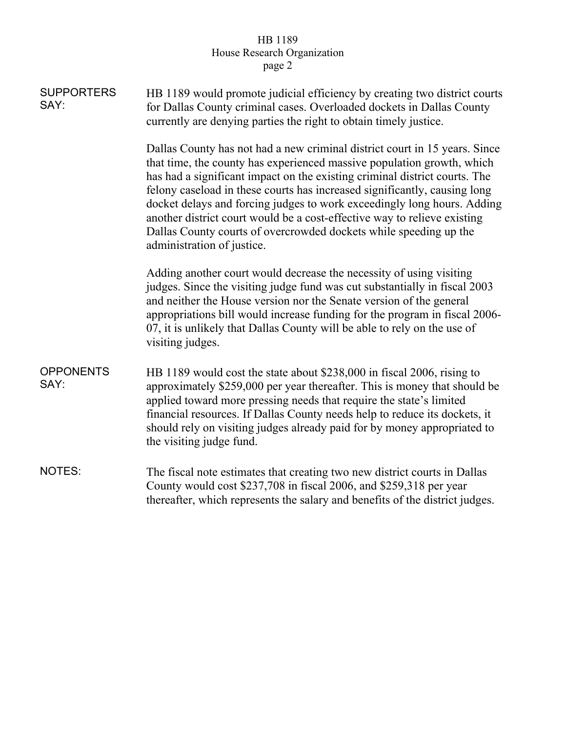**SUPPORTERS SAY:**

HB 1189 would promote judicial efficiency by creating two district courts for Dallas County criminal cases. Overloaded dockets in Dallas County currently are denying parties the right to obtain timely justice.

Dallas County has not had a new criminal district court in 15 years. Since that time, the county has experienced massive population growth, which has had a significant impact on the existing criminal district courts. The felony caseload in these courts has increased significantly, causing long docket delays and forcing judges to work exceedingly long hours. Adding another district court would be a cost-effective way to relieve existing Dallas County courts of overcrowded dockets while speeding up the administration of justice.

Adding another court would decrease the necessity of using visiting judges. Since the visiting judge fund was cut substantially in fiscal 2003 and neither the House version nor the Senate version of the general appropriations bill would increase funding for the program in fiscal 2006-07, it is unlikely that Dallas County will be able to rely on the use of visiting judges.

**OPPONENTS SAY:**

HB 1189 would cost the state about $238,000 in fiscal 2006, rising to approximately $259,000 per year thereafter. This is money that should be applied toward more pressing needs that require the state's limited financial resources. If Dallas County needs help to reduce its dockets, it should rely on visiting judges already paid for by money appropriated to the visiting judge fund.

**NOTES:**

The fiscal note estimates that creating two new district courts in Dallas County would cost $237,708 in fiscal 2006, and $259,318 per year thereafter, which represents the salary and benefits of the district judges.